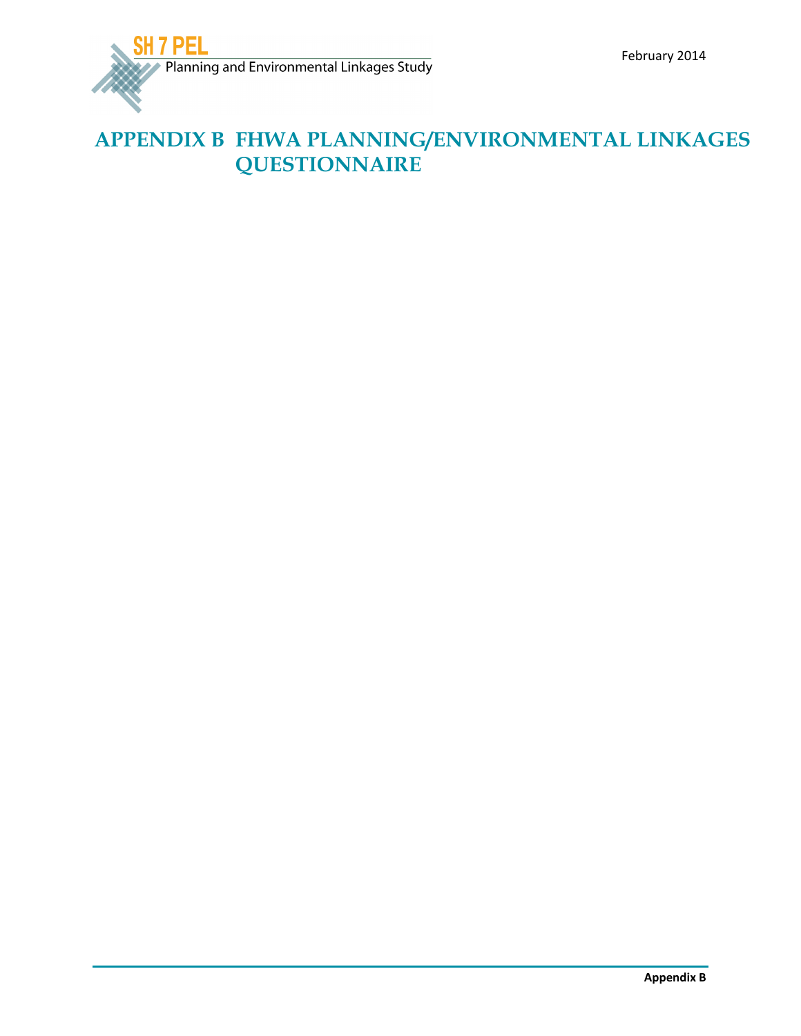# APPENDIX B FHWA PLANNING/ENVIRONMENTAL LINKAGES QUESTIONNAIRE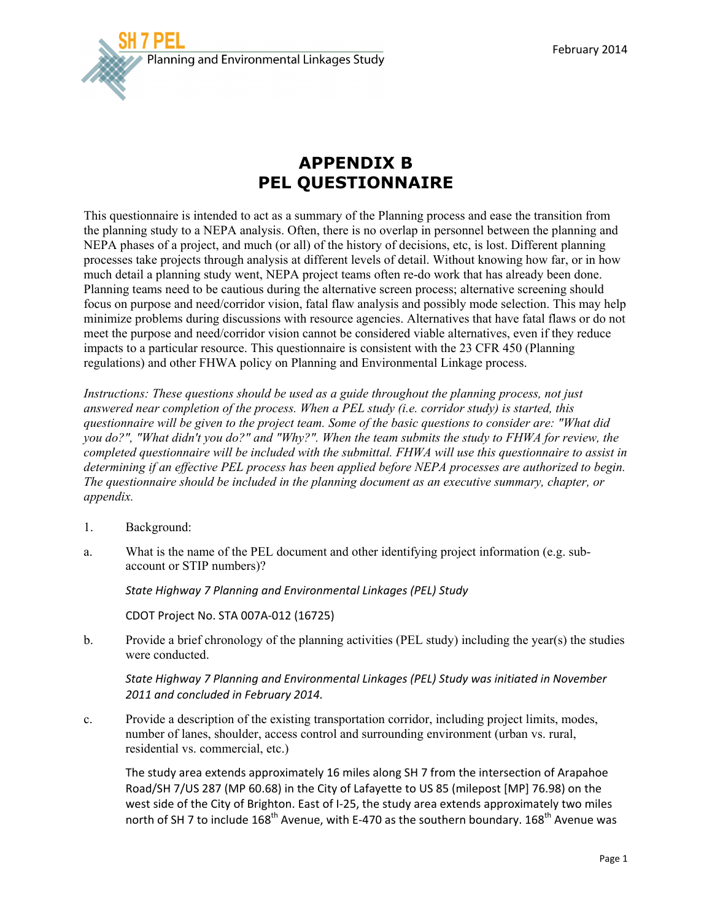# APPENDIX B
# PEL QUESTIONNAIRE

This questionnaire is intended to act as a summary of the Planning process and ease the transition from the planning study to a NEPA analysis. Often, there is no overlap in personnel between the planning and NEPA phases of a project, and much (or all) of the history of decisions, etc, is lost. Different planning processes take projects through analysis at different levels of detail. Without knowing how far, or in how much detail a planning study went, NEPA project teams often re-do work that has already been done. Planning teams need to be cautious during the alternative screen process; alternative screening should focus on purpose and need/corridor vision, fatal flaw analysis and possibly mode selection. This may help minimize problems during discussions with resource agencies. Alternatives that have fatal flaws or do not meet the purpose and need/corridor vision cannot be considered viable alternatives, even if they reduce impacts to a particular resource. This questionnaire is consistent with the 23 CFR 450 (Planning regulations) and other FHWA policy on Planning and Environmental Linkage process.

*Instructions: These questions should be used as a guide throughout the planning process, not just answered near completion of the process. When a PEL study (i.e. corridor study) is started, this questionnaire will be given to the project team. Some of the basic questions to consider are: "What did you do?", "What didn't you do?" and "Why?". When the team submits the study to FHWA for review, the completed questionnaire will be included with the submittal. FHWA will use this questionnaire to assist in determining if an effective PEL process has been applied before NEPA processes are authorized to begin. The questionnaire should be included in the planning document as an executive summary, chapter, or appendix.*

1. Background:

a. What is the name of the PEL document and other identifying project information (e.g. sub-account or STIP numbers)?

   *State Highway 7 Planning and Environmental Linkages (PEL) Study*

   CDOT Project No. STA 007A-012 (16725)

b. Provide a brief chronology of the planning activities (PEL study) including the year(s) the studies were conducted.

   *State Highway 7 Planning and Environmental Linkages (PEL) Study was initiated in November 2011 and concluded in February 2014.*

c. Provide a description of the existing transportation corridor, including project limits, modes, number of lanes, shoulder, access control and surrounding environment (urban vs. rural, residential vs. commercial, etc.)

   The study area extends approximately 16 miles along SH 7 from the intersection of Arapahoe Road/SH 7/US 287 (MP 60.68) in the City of Lafayette to US 85 (milepost [MP] 76.98) on the west side of the City of Brighton. East of I-25, the study area extends approximately two miles north of SH 7 to include 168th Avenue, with E-470 as the southern boundary. 168th Avenue was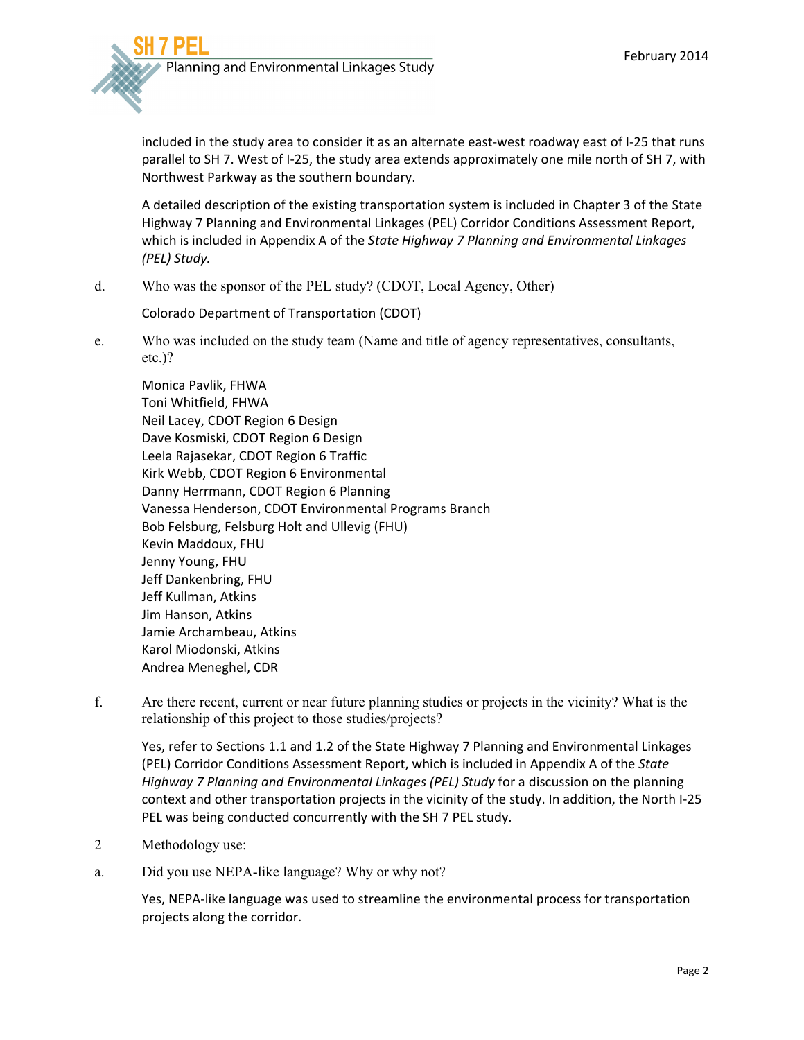included in the study area to consider it as an alternate east-west roadway east of I-25 that runs parallel to SH 7. West of I-25, the study area extends approximately one mile north of SH 7, with Northwest Parkway as the southern boundary.

A detailed description of the existing transportation system is included in Chapter 3 of the State Highway 7 Planning and Environmental Linkages (PEL) Corridor Conditions Assessment Report, which is included in Appendix A of the *State Highway 7 Planning and Environmental Linkages (PEL) Study.*

d. Who was the sponsor of the PEL study? (CDOT, Local Agency, Other)

Colorado Department of Transportation (CDOT)

e. Who was included on the study team (Name and title of agency representatives, consultants, etc.)?

Monica Pavlik, FHWA
Toni Whitfield, FHWA
Neil Lacey, CDOT Region 6 Design
Dave Kosmiski, CDOT Region 6 Design
Leela Rajasekar, CDOT Region 6 Traffic
Kirk Webb, CDOT Region 6 Environmental
Danny Herrmann, CDOT Region 6 Planning
Vanessa Henderson, CDOT Environmental Programs Branch
Bob Felsburg, Felsburg Holt and Ullevig (FHU)
Kevin Maddoux, FHU
Jenny Young, FHU
Jeff Dankenbring, FHU
Jeff Kullman, Atkins
Jim Hanson, Atkins
Jamie Archambeau, Atkins
Karol Miodonski, Atkins
Andrea Meneghel, CDR

f. Are there recent, current or near future planning studies or projects in the vicinity? What is the relationship of this project to those studies/projects?

Yes, refer to Sections 1.1 and 1.2 of the State Highway 7 Planning and Environmental Linkages (PEL) Corridor Conditions Assessment Report, which is included in Appendix A of the *State Highway 7 Planning and Environmental Linkages (PEL) Study* for a discussion on the planning context and other transportation projects in the vicinity of the study. In addition, the North I-25 PEL was being conducted concurrently with the SH 7 PEL study.

2 Methodology use:

a. Did you use NEPA-like language? Why or why not?

Yes, NEPA-like language was used to streamline the environmental process for transportation projects along the corridor.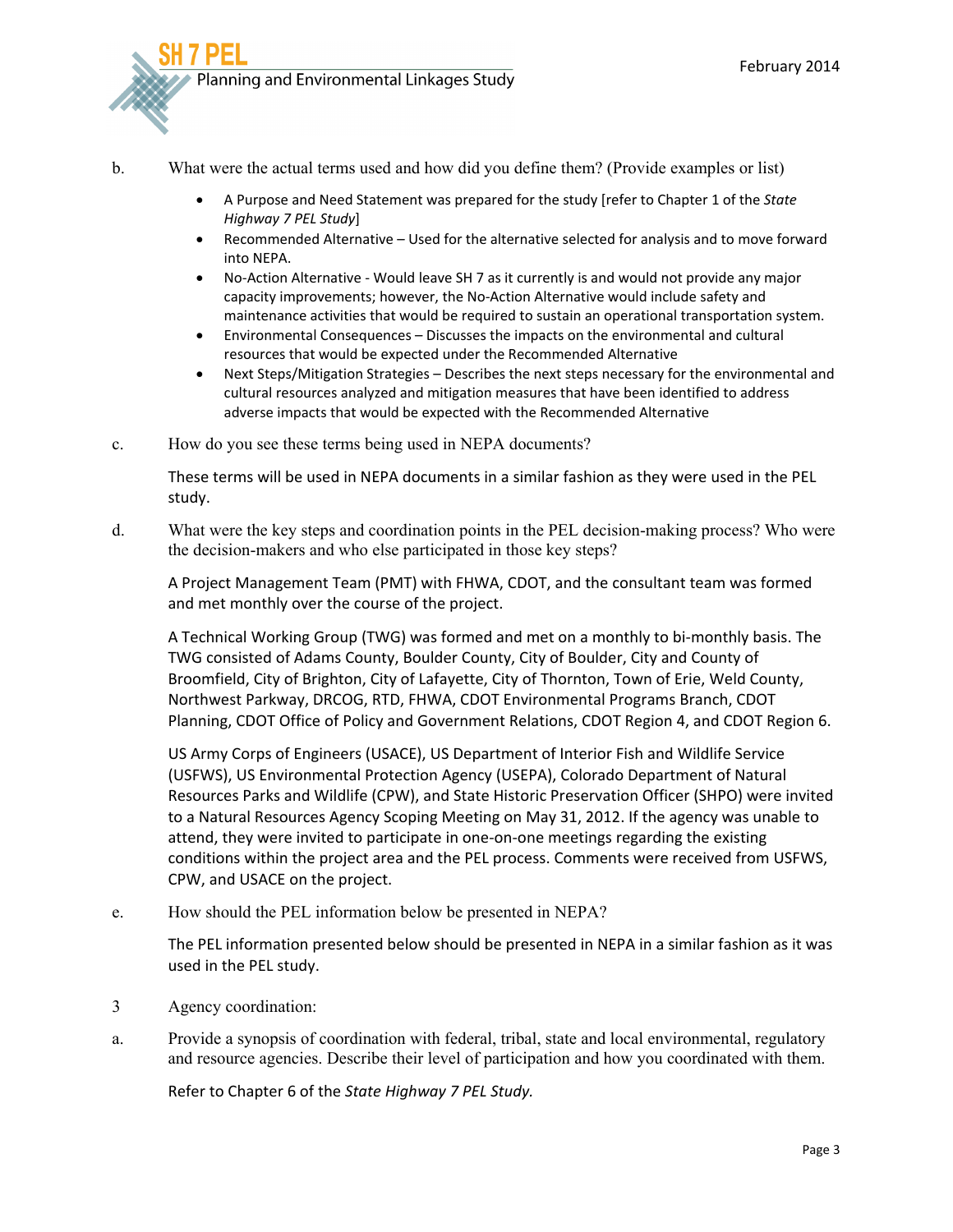b. What were the actual terms used and how did you define them? (Provide examples or list)

- A Purpose and Need Statement was prepared for the study [refer to Chapter 1 of the *State Highway 7 PEL Study*]
- Recommended Alternative – Used for the alternative selected for analysis and to move forward into NEPA.
- No-Action Alternative - Would leave SH 7 as it currently is and would not provide any major capacity improvements; however, the No-Action Alternative would include safety and maintenance activities that would be required to sustain an operational transportation system.
- Environmental Consequences – Discusses the impacts on the environmental and cultural resources that would be expected under the Recommended Alternative
- Next Steps/Mitigation Strategies – Describes the next steps necessary for the environmental and cultural resources analyzed and mitigation measures that have been identified to address adverse impacts that would be expected with the Recommended Alternative

c. How do you see these terms being used in NEPA documents?

These terms will be used in NEPA documents in a similar fashion as they were used in the PEL study.

d. What were the key steps and coordination points in the PEL decision-making process? Who were the decision-makers and who else participated in those key steps?

A Project Management Team (PMT) with FHWA, CDOT, and the consultant team was formed and met monthly over the course of the project.

A Technical Working Group (TWG) was formed and met on a monthly to bi-monthly basis. The TWG consisted of Adams County, Boulder County, City of Boulder, City and County of Broomfield, City of Brighton, City of Lafayette, City of Thornton, Town of Erie, Weld County, Northwest Parkway, DRCOG, RTD, FHWA, CDOT Environmental Programs Branch, CDOT Planning, CDOT Office of Policy and Government Relations, CDOT Region 4, and CDOT Region 6.

US Army Corps of Engineers (USACE), US Department of Interior Fish and Wildlife Service (USFWS), US Environmental Protection Agency (USEPA), Colorado Department of Natural Resources Parks and Wildlife (CPW), and State Historic Preservation Officer (SHPO) were invited to a Natural Resources Agency Scoping Meeting on May 31, 2012. If the agency was unable to attend, they were invited to participate in one-on-one meetings regarding the existing conditions within the project area and the PEL process. Comments were received from USFWS, CPW, and USACE on the project.

e. How should the PEL information below be presented in NEPA?

The PEL information presented below should be presented in NEPA in a similar fashion as it was used in the PEL study.

3 Agency coordination:

a. Provide a synopsis of coordination with federal, tribal, state and local environmental, regulatory and resource agencies. Describe their level of participation and how you coordinated with them.

Refer to Chapter 6 of the *State Highway 7 PEL Study.*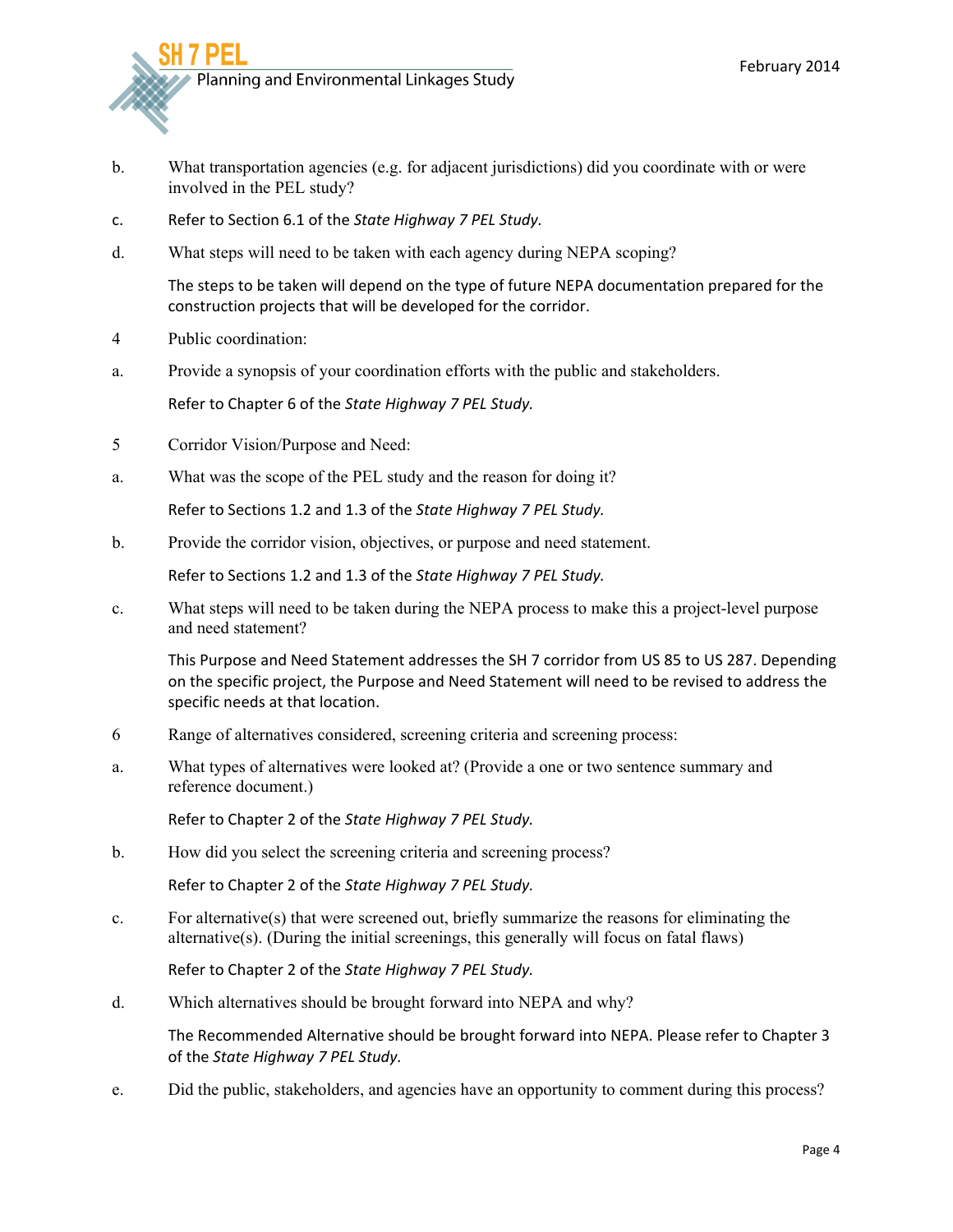b. What transportation agencies (e.g. for adjacent jurisdictions) did you coordinate with or were involved in the PEL study?

c. Refer to Section 6.1 of the *State Highway 7 PEL Study.*

d. What steps will need to be taken with each agency during NEPA scoping?

The steps to be taken will depend on the type of future NEPA documentation prepared for the construction projects that will be developed for the corridor.

4 Public coordination:

a. Provide a synopsis of your coordination efforts with the public and stakeholders.

Refer to Chapter 6 of the *State Highway 7 PEL Study.*

5 Corridor Vision/Purpose and Need:

a. What was the scope of the PEL study and the reason for doing it?

Refer to Sections 1.2 and 1.3 of the *State Highway 7 PEL Study.*

b. Provide the corridor vision, objectives, or purpose and need statement.

Refer to Sections 1.2 and 1.3 of the *State Highway 7 PEL Study.*

c. What steps will need to be taken during the NEPA process to make this a project-level purpose and need statement?

This Purpose and Need Statement addresses the SH 7 corridor from US 85 to US 287. Depending on the specific project, the Purpose and Need Statement will need to be revised to address the specific needs at that location.

6 Range of alternatives considered, screening criteria and screening process:

a. What types of alternatives were looked at? (Provide a one or two sentence summary and reference document.)

Refer to Chapter 2 of the *State Highway 7 PEL Study.*

b. How did you select the screening criteria and screening process?

Refer to Chapter 2 of the *State Highway 7 PEL Study.*

c. For alternative(s) that were screened out, briefly summarize the reasons for eliminating the alternative(s). (During the initial screenings, this generally will focus on fatal flaws)

Refer to Chapter 2 of the *State Highway 7 PEL Study.*

d. Which alternatives should be brought forward into NEPA and why?

The Recommended Alternative should be brought forward into NEPA. Please refer to Chapter 3 of the *State Highway 7 PEL Study.*

e. Did the public, stakeholders, and agencies have an opportunity to comment during this process?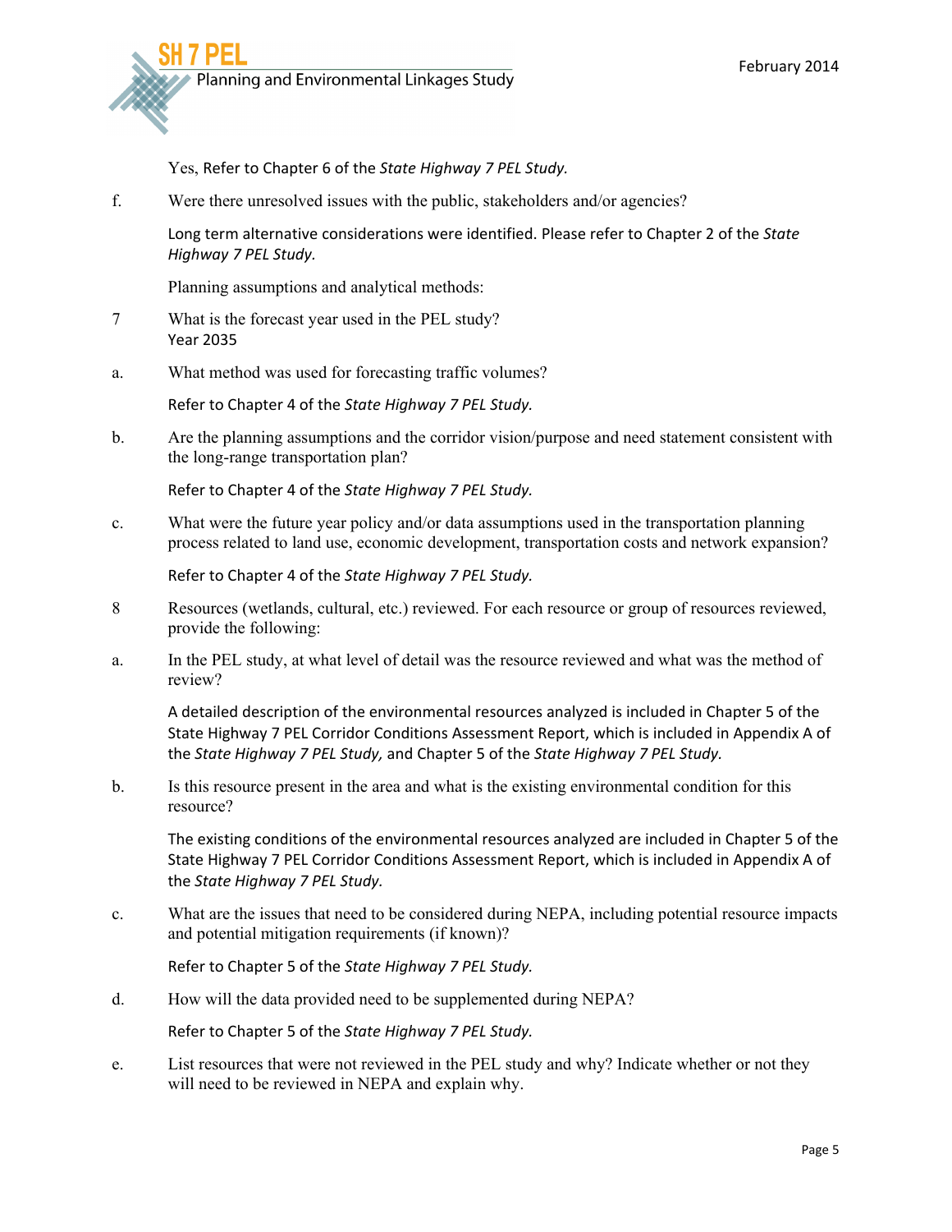Yes, Refer to Chapter 6 of the *State Highway 7 PEL Study.*

f. Were there unresolved issues with the public, stakeholders and/or agencies?

Long term alternative considerations were identified. Please refer to Chapter 2 of the *State Highway 7 PEL Study.*

Planning assumptions and analytical methods:

7 What is the forecast year used in the PEL study?
Year 2035

a. What method was used for forecasting traffic volumes?

Refer to Chapter 4 of the *State Highway 7 PEL Study.*

b. Are the planning assumptions and the corridor vision/purpose and need statement consistent with the long-range transportation plan?

Refer to Chapter 4 of the *State Highway 7 PEL Study.*

c. What were the future year policy and/or data assumptions used in the transportation planning process related to land use, economic development, transportation costs and network expansion?

Refer to Chapter 4 of the *State Highway 7 PEL Study.*

8 Resources (wetlands, cultural, etc.) reviewed. For each resource or group of resources reviewed, provide the following:

a. In the PEL study, at what level of detail was the resource reviewed and what was the method of review?

A detailed description of the environmental resources analyzed is included in Chapter 5 of the State Highway 7 PEL Corridor Conditions Assessment Report, which is included in Appendix A of the *State Highway 7 PEL Study,* and Chapter 5 of the *State Highway 7 PEL Study.*

b. Is this resource present in the area and what is the existing environmental condition for this resource?

The existing conditions of the environmental resources analyzed are included in Chapter 5 of the State Highway 7 PEL Corridor Conditions Assessment Report, which is included in Appendix A of the *State Highway 7 PEL Study.*

c. What are the issues that need to be considered during NEPA, including potential resource impacts and potential mitigation requirements (if known)?

Refer to Chapter 5 of the *State Highway 7 PEL Study.*

d. How will the data provided need to be supplemented during NEPA?

Refer to Chapter 5 of the *State Highway 7 PEL Study.*

e. List resources that were not reviewed in the PEL study and why? Indicate whether or not they will need to be reviewed in NEPA and explain why.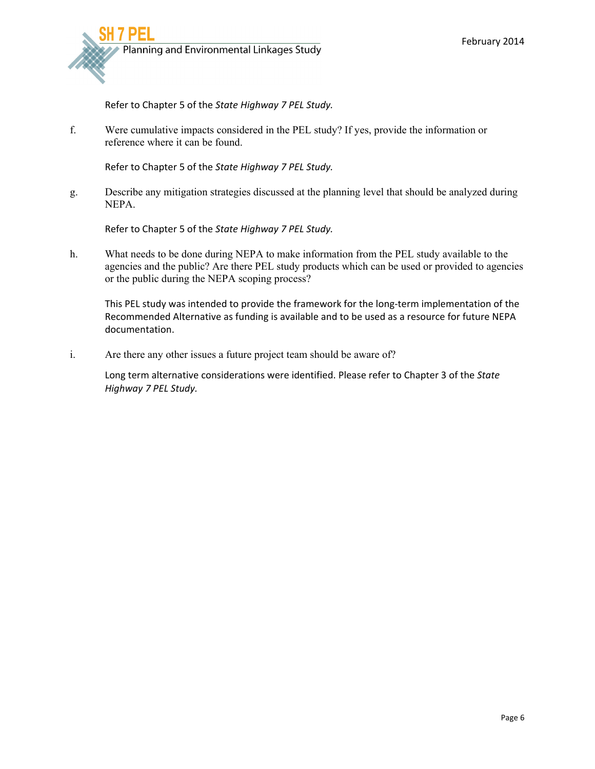Refer to Chapter 5 of the *State Highway 7 PEL Study.*

f. Were cumulative impacts considered in the PEL study? If yes, provide the information or reference where it can be found.

Refer to Chapter 5 of the *State Highway 7 PEL Study.*

g. Describe any mitigation strategies discussed at the planning level that should be analyzed during NEPA.

Refer to Chapter 5 of the *State Highway 7 PEL Study.*

h. What needs to be done during NEPA to make information from the PEL study available to the agencies and the public? Are there PEL study products which can be used or provided to agencies or the public during the NEPA scoping process?

This PEL study was intended to provide the framework for the long-term implementation of the Recommended Alternative as funding is available and to be used as a resource for future NEPA documentation.

i. Are there any other issues a future project team should be aware of?

Long term alternative considerations were identified. Please refer to Chapter 3 of the *State Highway 7 PEL Study.*